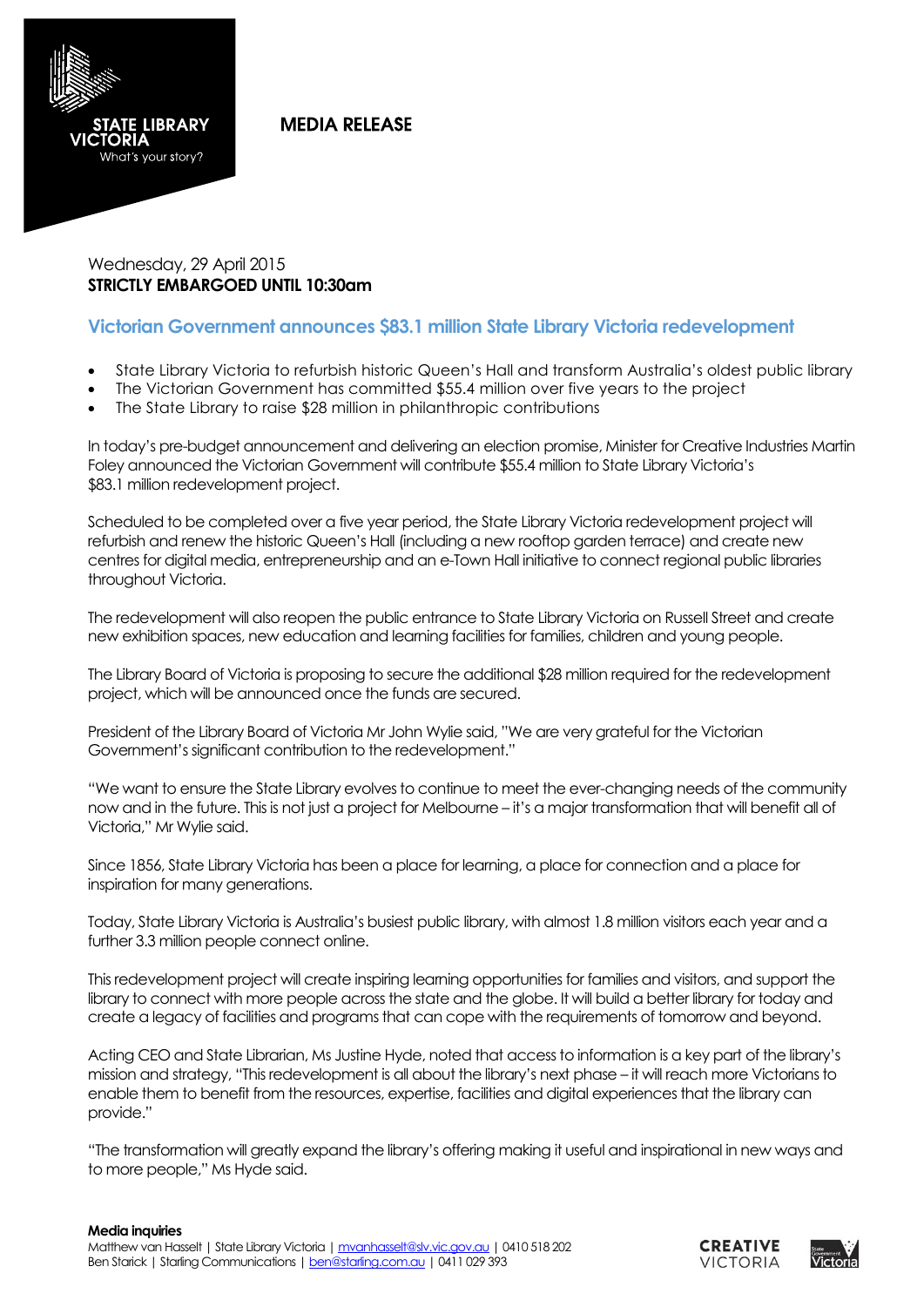STATE LIBRARY VICTORIA
What's your story?

# MEDIA RELEASE

Wednesday, 29 April 2015
**STRICTLY EMBARGOED UNTIL 10:30am**

## Victorian Government announces $83.1 million State Library Victoria redevelopment

- State Library Victoria to refurbish historic Queen's Hall and transform Australia's oldest public library
- The Victorian Government has committed $55.4 million over five years to the project
- The State Library to raise $28 million in philanthropic contributions

In today's pre-budget announcement and delivering an election promise, Minister for Creative Industries Martin Foley announced the Victorian Government will contribute $55.4 million to State Library Victoria's $83.1 million redevelopment project.

Scheduled to be completed over a five year period, the State Library Victoria redevelopment project will refurbish and renew the historic Queen's Hall (including a new rooftop garden terrace) and create new centres for digital media, entrepreneurship and an e-Town Hall initiative to connect regional public libraries throughout Victoria.

The redevelopment will also reopen the public entrance to State Library Victoria on Russell Street and create new exhibition spaces, new education and learning facilities for families, children and young people.

The Library Board of Victoria is proposing to secure the additional $28 million required for the redevelopment project, which will be announced once the funds are secured.

President of the Library Board of Victoria Mr John Wylie said, "We are very grateful for the Victorian Government's significant contribution to the redevelopment."

"We want to ensure the State Library evolves to continue to meet the ever-changing needs of the community now and in the future. This is not just a project for Melbourne – it's a major transformation that will benefit all of Victoria," Mr Wylie said.

Since 1856, State Library Victoria has been a place for learning, a place for connection and a place for inspiration for many generations.

Today, State Library Victoria is Australia's busiest public library, with almost 1.8 million visitors each year and a further 3.3 million people connect online.

This redevelopment project will create inspiring learning opportunities for families and visitors, and support the library to connect with more people across the state and the globe. It will build a better library for today and create a legacy of facilities and programs that can cope with the requirements of tomorrow and beyond.

Acting CEO and State Librarian, Ms Justine Hyde, noted that access to information is a key part of the library's mission and strategy, "This redevelopment is all about the library's next phase – it will reach more Victorians to enable them to benefit from the resources, expertise, facilities and digital experiences that the library can provide."

"The transformation will greatly expand the library's offering making it useful and inspirational in new ways and to more people," Ms Hyde said.

**Media inquiries**
Matthew van Hasselt | State Library Victoria | mvanhasselt@slv.vic.gov.au | 0410 518 202
Ben Starick | Starling Communications | ben@starling.com.au | 0411 029 393

CREATIVE VICTORIA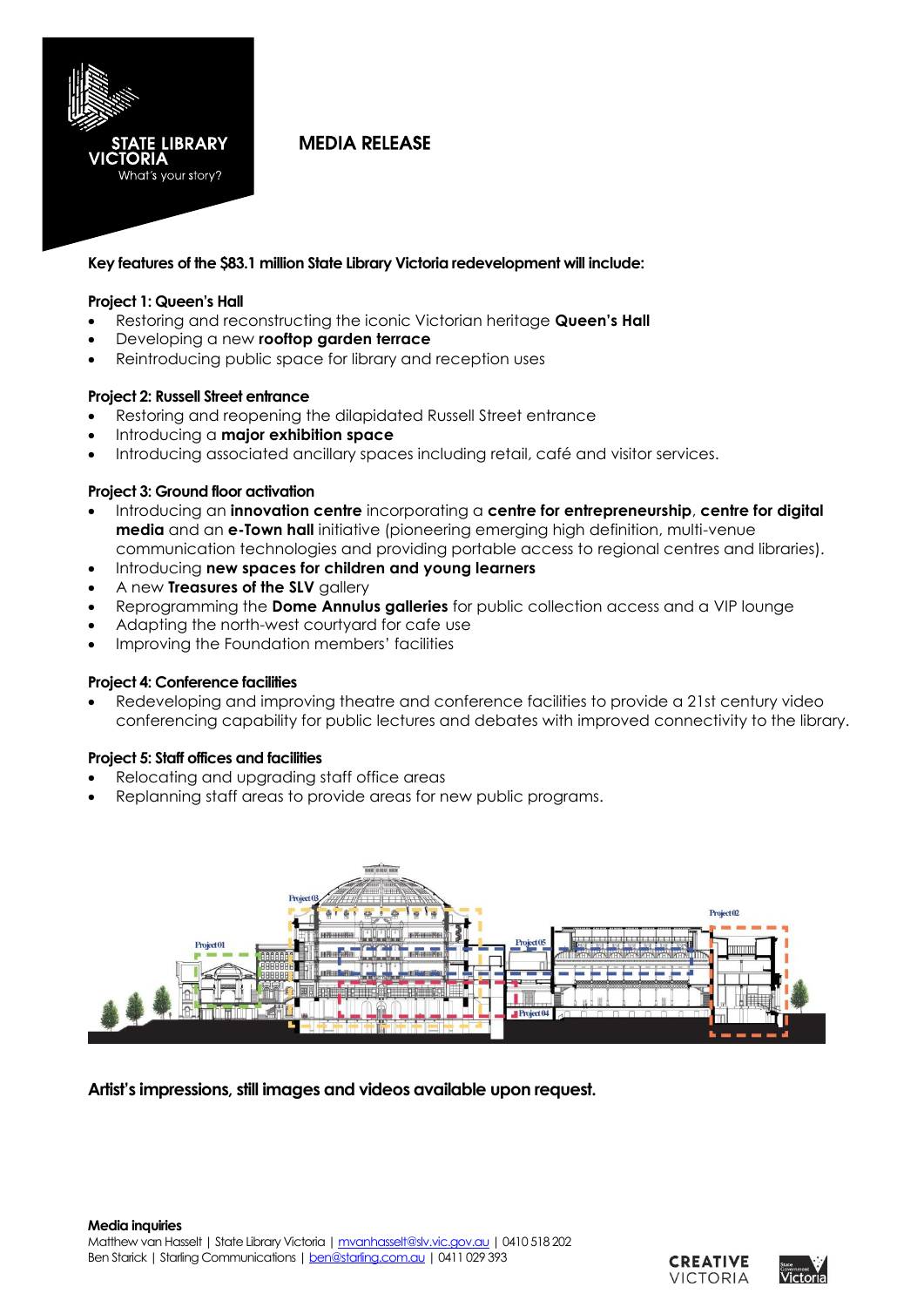# MEDIA RELEASE

**Key features of the $83.1 million State Library Victoria redevelopment will include:**

**Project 1: Queen's Hall**

- Restoring and reconstructing the iconic Victorian heritage **Queen's Hall**
- Developing a new **rooftop garden terrace**
- Reintroducing public space for library and reception uses

**Project 2: Russell Street entrance**

- Restoring and reopening the dilapidated Russell Street entrance
- Introducing a **major exhibition space**
- Introducing associated ancillary spaces including retail, café and visitor services.

**Project 3: Ground floor activation**

- Introducing an **innovation centre** incorporating a **centre for entrepreneurship**, **centre for digital media** and an **e-Town hall** initiative (pioneering emerging high definition, multi-venue communication technologies and providing portable access to regional centres and libraries).
- Introducing **new spaces for children and young learners**
- A new **Treasures of the SLV** gallery
- Reprogramming the **Dome Annulus galleries** for public collection access and a VIP lounge
- Adapting the north-west courtyard for cafe use
- Improving the Foundation members' facilities

**Project 4: Conference facilities**

- Redeveloping and improving theatre and conference facilities to provide a 21st century video conferencing capability for public lectures and debates with improved connectivity to the library.

**Project 5: Staff offices and facilities**

- Relocating and upgrading staff office areas
- Replanning staff areas to provide areas for new public programs.

Project 01
Project 03
Project 05
Project 04
Project 02

**Artist's impressions, still images and videos available upon request.**

**Media inquiries**
Matthew van Hasselt | State Library Victoria | mvanhasselt@slv.vic.gov.au | 0410 518 202
Ben Starick | Starling Communications | ben@starling.com.au | 0411 029 393